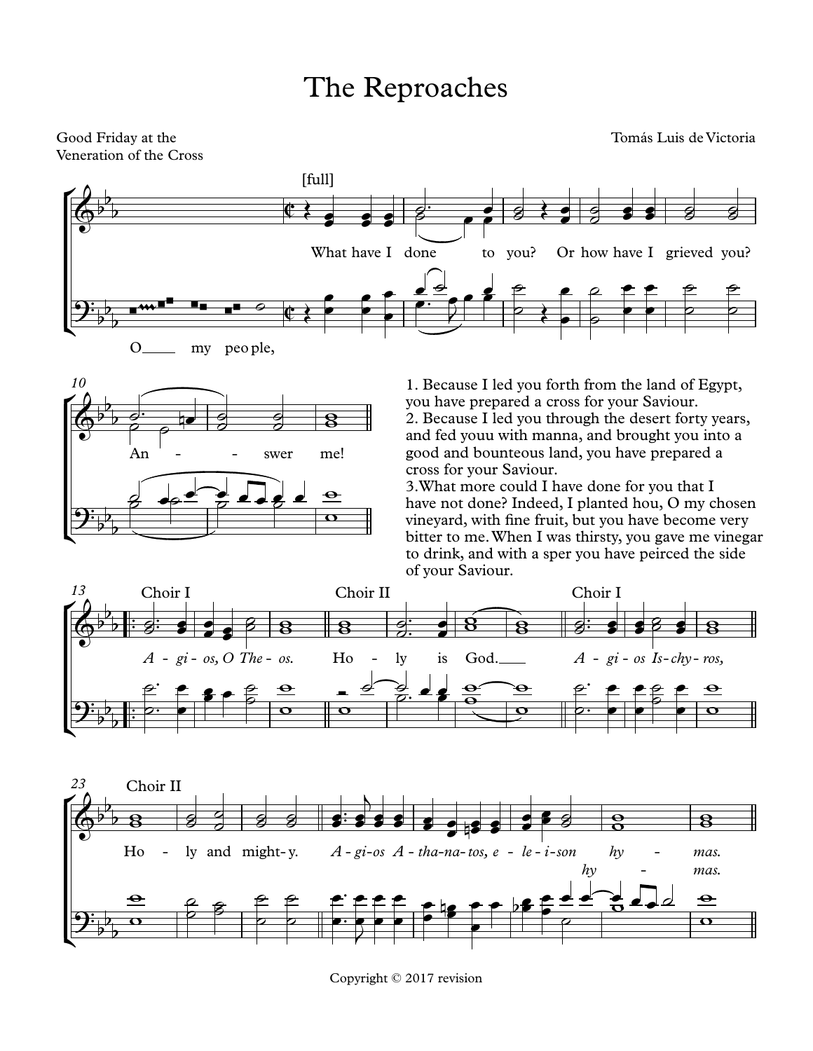# The Reproaches

Good Friday at the Veneration of the Cross

Tomás Luis de Victoria

[full]

O my peo ple, What have I done to you? Or how have I grieved you?

An - - swer me!

1. Because I led you forth from the land of Egypt, you have prepared a cross for your Saviour.
2. Because I led you through the desert forty years, and fed youu with manna, and brought you into a good and bounteous land, you have prepared a cross for your Saviour.
3. What more could I have done for you that I have not done? Indeed, I planted hou, O my chosen vineyard, with fine fruit, but you have become very bitter to me. When I was thirsty, you gave me vinegar to drink, and with a sper you have peirced the side of your Saviour.

Choir I

*A - gi - os, O The - os.*

Choir II

Ho - ly is God.

Choir I

*A - gi - os Is - chy - ros,*

Choir II

Ho - ly and might - y.

*A - gi - os A - tha - na - tos, e - le - i - son hy - mas.*

*hy - mas.*

Copyright © 2017 revision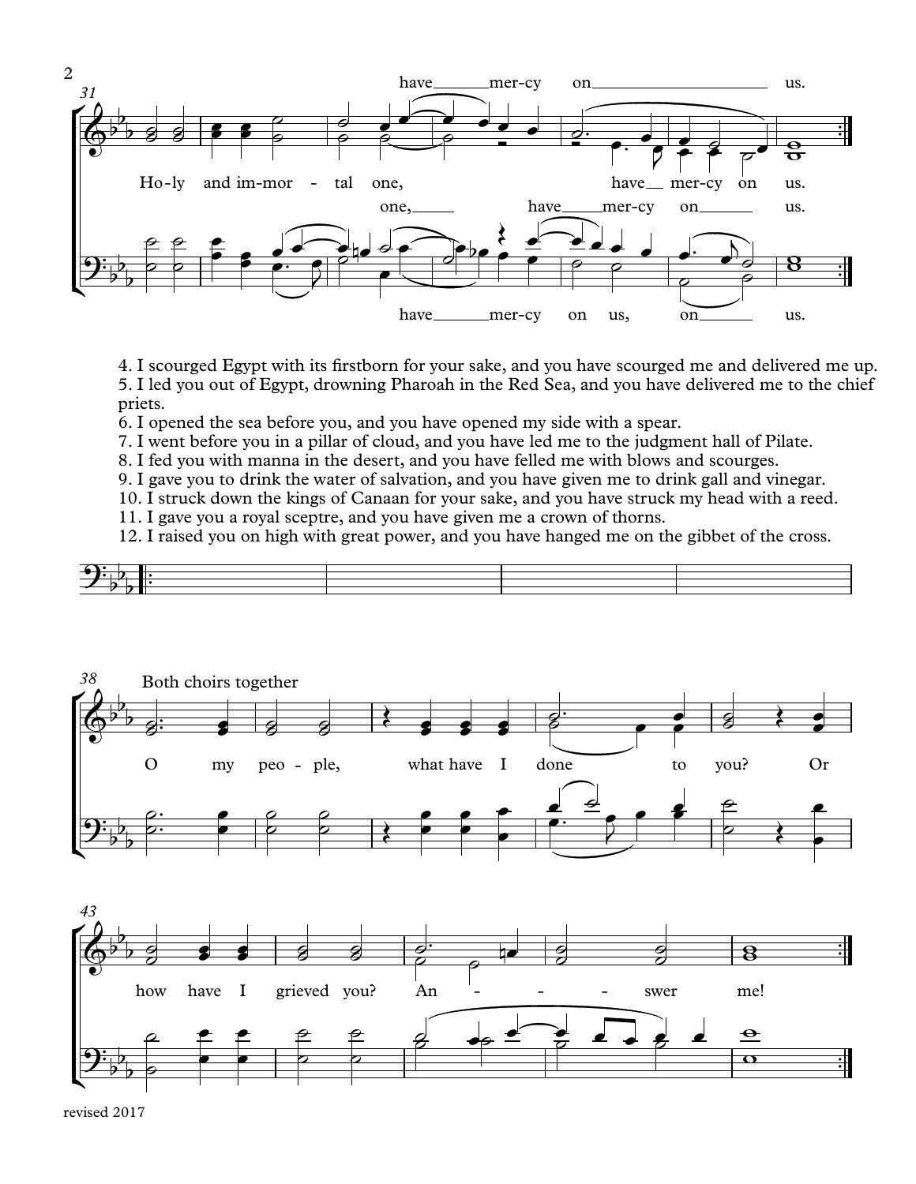have mer-cy on us.

Ho-ly and im-mor - tal one, have mer-cy on us.

one, have mer-cy on us.

have mer-cy on us, on us.

4. I scourged Egypt with its firstborn for your sake, and you have scourged me and delivered me up.
5. I led you out of Egypt, drowning Pharoah in the Red Sea, and you have delivered me to the chief priets.
6. I opened the sea before you, and you have opened my side with a spear.
7. I went before you in a pillar of cloud, and you have led me to the judgment hall of Pilate.
8. I fed you with manna in the desert, and you have felled me with blows and scourges.
9. I gave you to drink the water of salvation, and you have given me to drink gall and vinegar.
10. I struck down the kings of Canaan for your sake, and you have struck my head with a reed.
11. I gave you a royal sceptre, and you have given me a crown of thorns.
12. I raised you on high with great power, and you have hanged me on the gibbet of the cross.

Both choirs together

O my peo - ple, what have I done to you? Or

how have I grieved you? An - - - swer me!

revised 2017